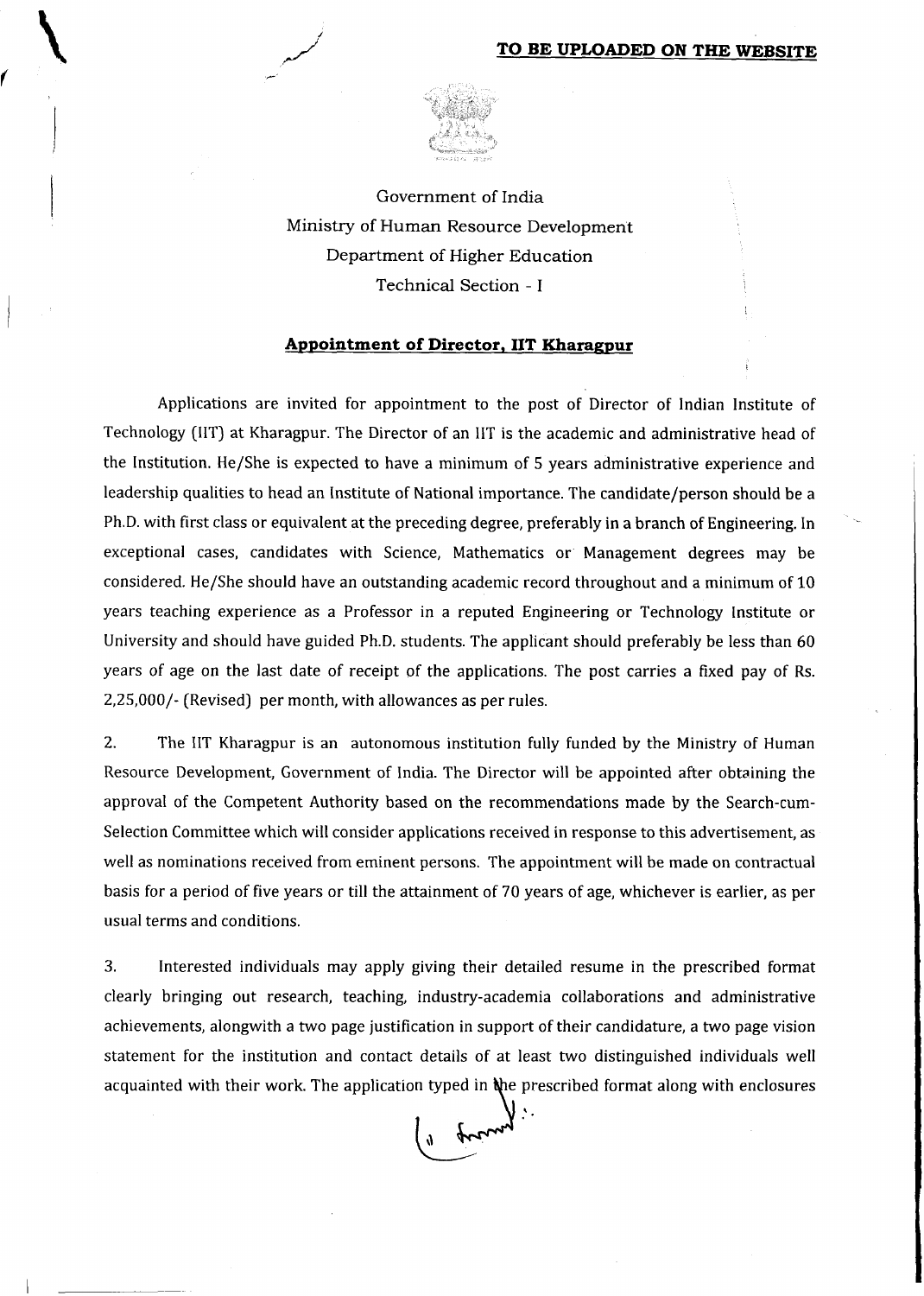**TO BE UPLOADED ON THE WEBSITE**

Government of India
Ministry of Human Resource Development
Department of Higher Education
Technical Section - I

## Appointment of Director, IIT Kharagpur

Applications are invited for appointment to the post of Director of Indian Institute of Technology (IIT) at Kharagpur. The Director of an IIT is the academic and administrative head of the Institution. He/She is expected to have a minimum of 5 years administrative experience and leadership qualities to head an Institute of National importance. The candidate/person should be a Ph.D. with first class or equivalent at the preceding degree, preferably in a branch of Engineering. In exceptional cases, candidates with Science, Mathematics or Management degrees may be considered. He/She should have an outstanding academic record throughout and a minimum of 10 years teaching experience as a Professor in a reputed Engineering or Technology Institute or University and should have guided Ph.D. students. The applicant should preferably be less than 60 years of age on the last date of receipt of the applications. The post carries a fixed pay of Rs. 2,25,000/- (Revised) per month, with allowances as per rules.

2. The IIT Kharagpur is an autonomous institution fully funded by the Ministry of Human Resource Development, Government of India. The Director will be appointed after obtaining the approval of the Competent Authority based on the recommendations made by the Search-cum-Selection Committee which will consider applications received in response to this advertisement, as well as nominations received from eminent persons. The appointment will be made on contractual basis for a period of five years or till the attainment of 70 years of age, whichever is earlier, as per usual terms and conditions.

3. Interested individuals may apply giving their detailed resume in the prescribed format clearly bringing out research, teaching, industry-academia collaborations and administrative achievements, alongwith a two page justification in support of their candidature, a two page vision statement for the institution and contact details of at least two distinguished individuals well acquainted with their work. The application typed in the prescribed format along with enclosures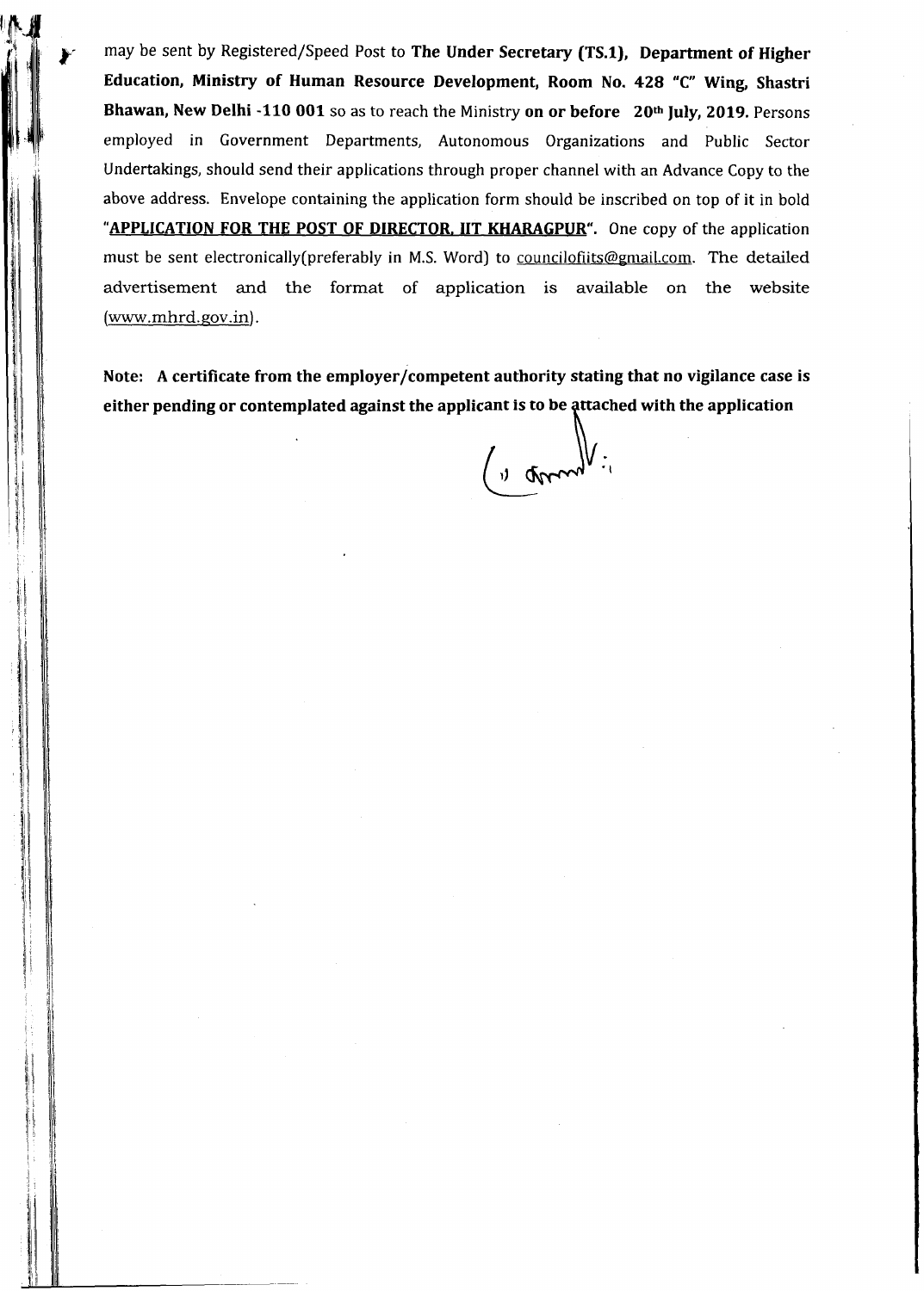may be sent by Registered/Speed Post to **The Under Secretary (TS.1), Department of Higher Education, Ministry of Human Resource Development, Room No. 428 "C" Wing, Shastri Bhawan, New Delhi -110 001** so as to reach the Ministry **on or before 20th July, 2019.** Persons employed in Government Departments, Autonomous Organizations and Public Sector Undertakings, should send their applications through proper channel with an Advance Copy to the above address. Envelope containing the application form should be inscribed on top of it in bold "**APPLICATION FOR THE POST OF DIRECTOR, IIT KHARAGPUR**". One copy of the application must be sent electronically(preferably in M.S. Word) to councilofiits@gmail.com. The detailed advertisement and the format of application is available on the website (www.mhrd.gov.in).

**Note: A certificate from the employer/competent authority stating that no vigilance case is either pending or contemplated against the applicant is to be attached with the application**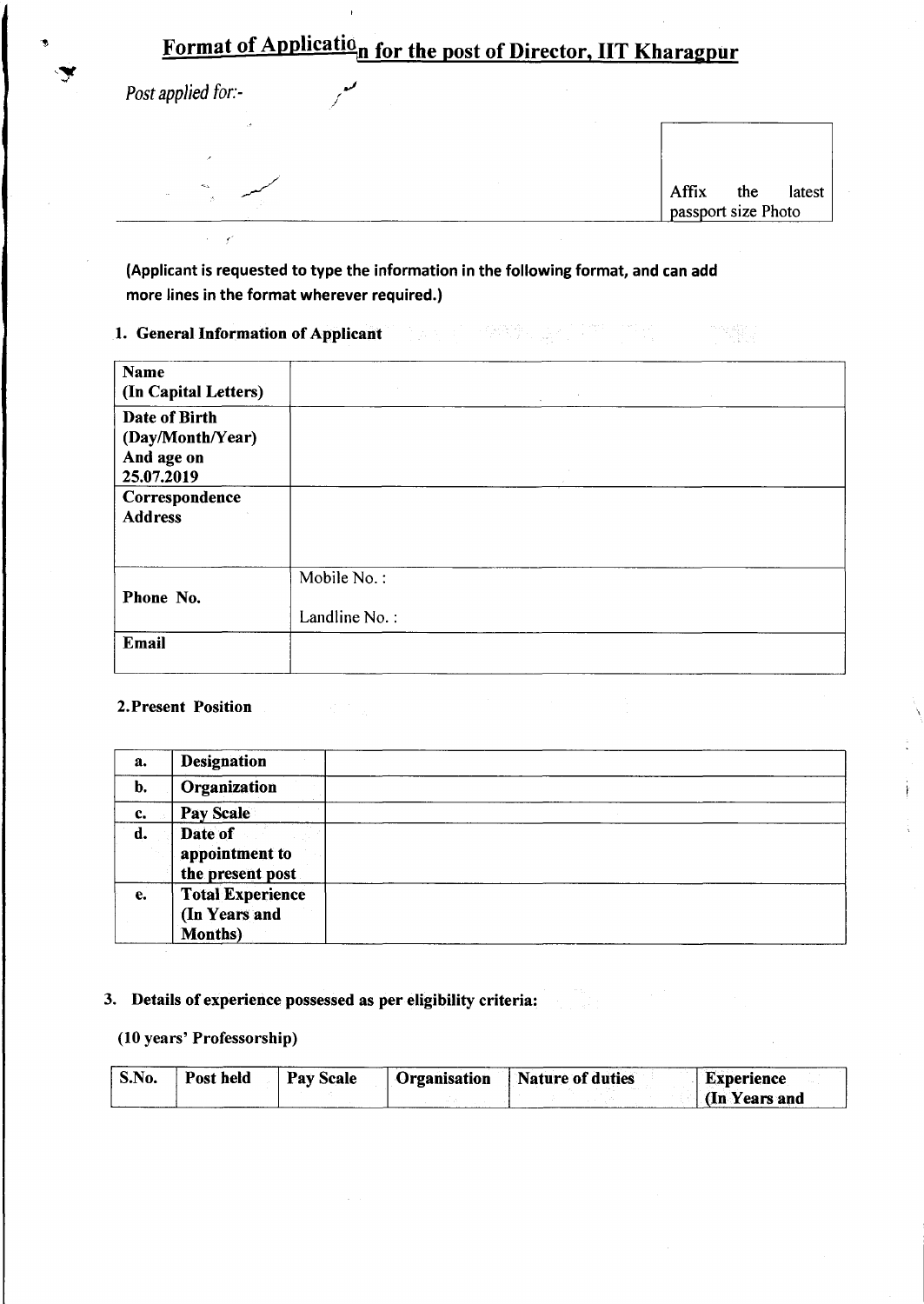# Format of Application for the post of Director, IIT Kharagpur

Post applied for:-

| Affix the latest passport size Photo |
|---|

**(Applicant is requested to type the information in the following format, and can add more lines in the format wherever required.)**

## 1. General Information of Applicant

| | |
|---|---|
| **Name (In Capital Letters)** | |
| **Date of Birth (Day/Month/Year) And age on 25.07.2019** | |
| **Correspondence Address** | |
| **Phone No.** | Mobile No. :<br>Landline No. : |
| **Email** | |

## 2. Present Position

| | | |
|---|---|---|
| **a.** | **Designation** | |
| **b.** | **Organization** | |
| **c.** | **Pay Scale** | |
| **d.** | **Date of appointment to the present post** | |
| **e.** | **Total Experience (In Years and Months)** | |

## 3. Details of experience possessed as per eligibility criteria:

**(10 years' Professorship)**

| S.No. | Post held | Pay Scale | Organisation | Nature of duties | Experience (In Years and |
|---|---|---|---|---|---|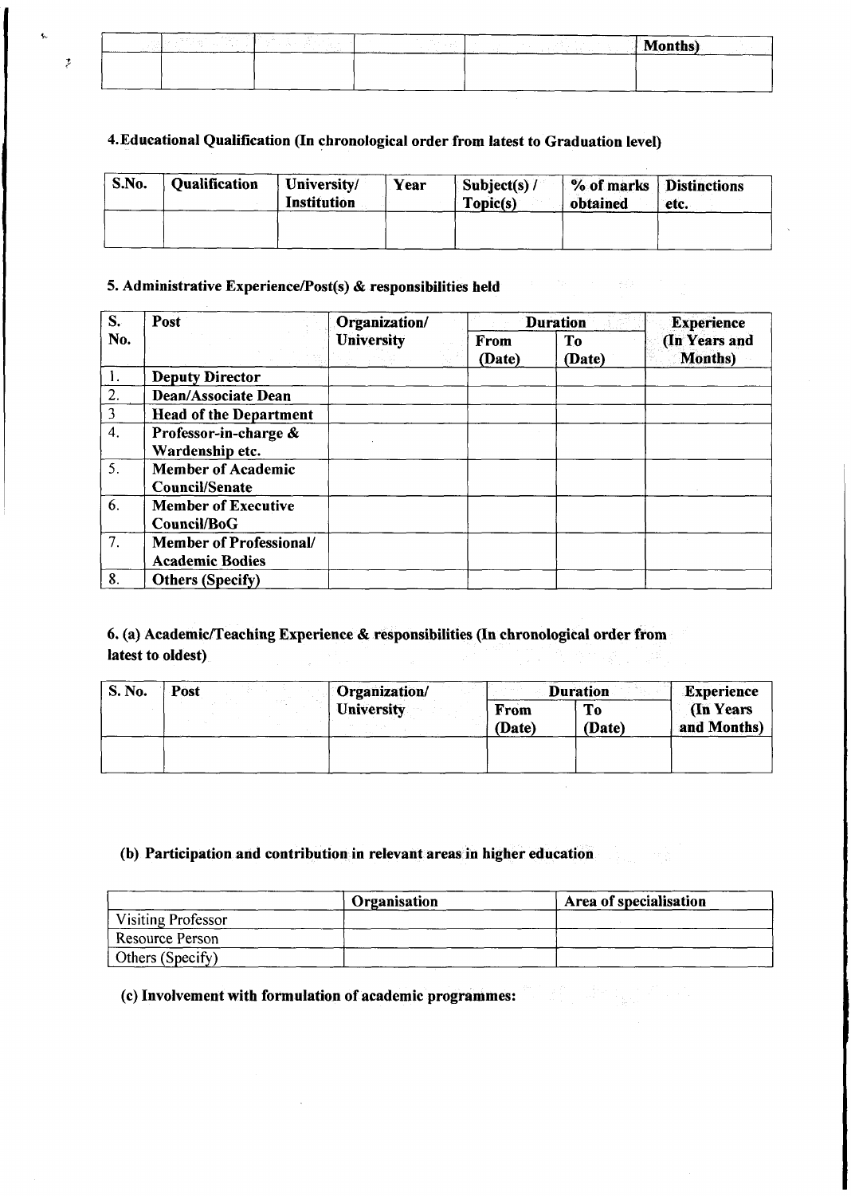| | | | | | Months) |
|---|---|---|---|---|---|
| | | | | | |

### 4. Educational Qualification (In chronological order from latest to Graduation level)

| S.No. | Qualification | University/ Institution | Year | Subject(s) / Topic(s) | % of marks obtained | Distinctions etc. |
|---|---|---|---|---|---|---|
| | | | | | | |

### 5. Administrative Experience/Post(s) & responsibilities held

| S. No. | Post | Organization/ University | Duration | | Experience (In Years and Months) |
|---|---|---|---|---|---|
| | | | From (Date) | To (Date) | |
| 1. | Deputy Director | | | | |
| 2. | Dean/Associate Dean | | | | |
| 3 | Head of the Department | | | | |
| 4. | Professor-in-charge & Wardenship etc. | | | | |
| 5. | Member of Academic Council/Senate | | | | |
| 6. | Member of Executive Council/BoG | | | | |
| 7. | Member of Professional/ Academic Bodies | | | | |
| 8. | Others (Specify) | | | | |

### 6. (a) Academic/Teaching Experience & responsibilities (In chronological order from latest to oldest)

| S. No. | Post | Organization/ University | Duration | | Experience (In Years and Months) |
|---|---|---|---|---|---|
| | | | From (Date) | To (Date) | |
| | | | | | |

#### (b) Participation and contribution in relevant areas in higher education

| | Organisation | Area of specialisation |
|---|---|---|
| Visiting Professor | | |
| Resource Person | | |
| Others (Specify) | | |

#### (c) Involvement with formulation of academic programmes: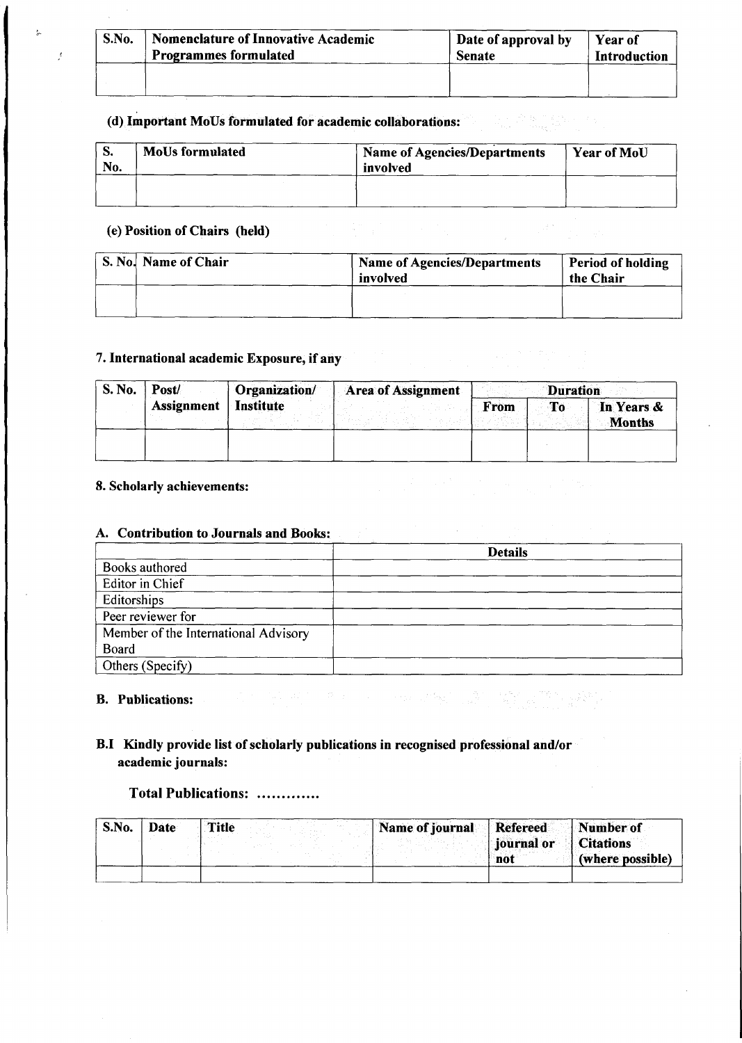| S.No. | Nomenclature of Innovative Academic Programmes formulated | Date of approval by Senate | Year of Introduction |
|---|---|---|---|
| | | | |

**(d) Important MoUs formulated for academic collaborations:**

| S. No. | MoUs formulated | Name of Agencies/Departments involved | Year of MoU |
|---|---|---|---|
| | | | |

**(e) Position of Chairs (held)**

| S. No. | Name of Chair | Name of Agencies/Departments involved | Period of holding the Chair |
|---|---|---|---|
| | | | |

**7. International academic Exposure, if any**

| S. No. | Post/ Assignment | Organization/ Institute | Area of Assignment | Duration | | |
|---|---|---|---|---|---|---|
| | | | | From | To | In Years & Months |
| | | | | | | |

**8. Scholarly achievements:**

**A. Contribution to Journals and Books:**

| | Details |
|---|---|
| Books authored | |
| Editor in Chief | |
| Editorships | |
| Peer reviewer for | |
| Member of the International Advisory Board | |
| Others (Specify) | |

**B. Publications:**

**B.I Kindly provide list of scholarly publications in recognised professional and/or academic journals:**

**Total Publications: ………….**

| S.No. | Date | Title | Name of journal | Refereed journal or not | Number of Citations (where possible) |
|---|---|---|---|---|---|
| | | | | | |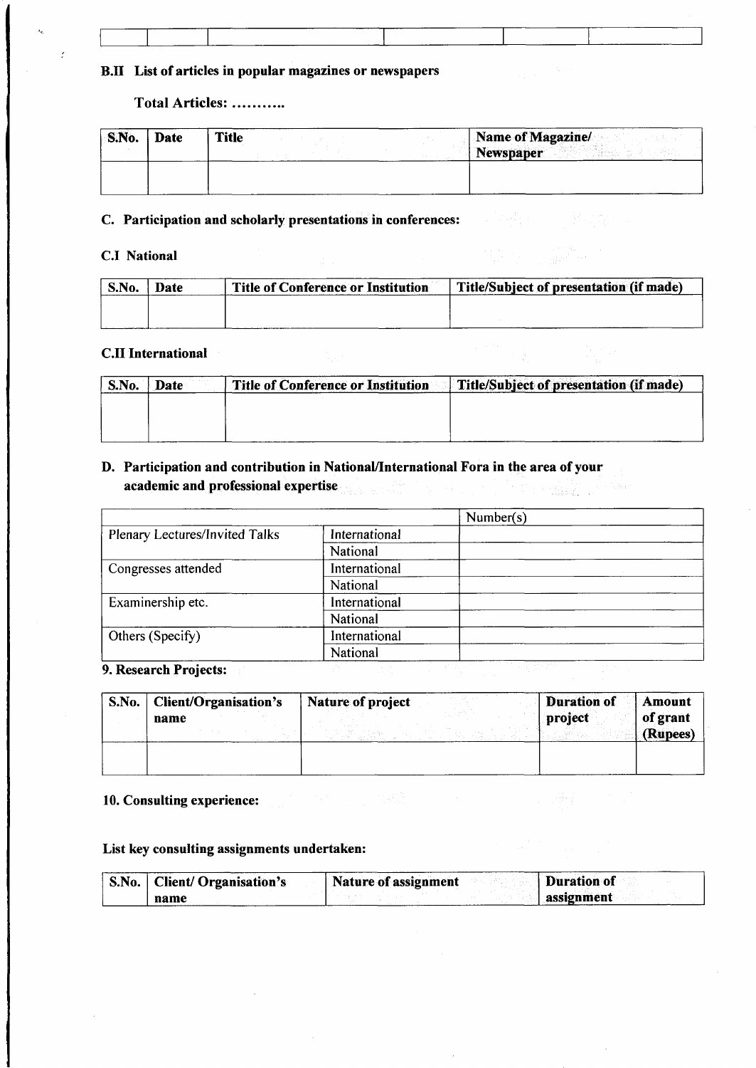| | | | | | |
|---|---|---|---|---|---|
| | | | | | |

### B.II List of articles in popular magazines or newspapers

**Total Articles: ………..**

| S.No. | Date | Title | Name of Magazine/ Newspaper |
|---|---|---|---|
| | | | |

### C. Participation and scholarly presentations in conferences:

#### C.I National

| S.No. | Date | Title of Conference or Institution | Title/Subject of presentation (if made) |
|---|---|---|---|
| | | | |

#### C.II International

| S.No. | Date | Title of Conference or Institution | Title/Subject of presentation (if made) |
|---|---|---|---|
| | | | |

### D. Participation and contribution in National/International Fora in the area of your academic and professional expertise

| | | Number(s) |
|---|---|---|
| Plenary Lectures/Invited Talks | International | |
| | National | |
| Congresses attended | International | |
| | National | |
| Examinership etc. | International | |
| | National | |
| Others (Specify) | International | |
| | National | |

### 9. Research Projects:

| S.No. | Client/Organisation's name | Nature of project | Duration of project | Amount of grant (Rupees) |
|---|---|---|---|---|
| | | | | |

### 10. Consulting experience:

**List key consulting assignments undertaken:**

| S.No. | Client/ Organisation's name | Nature of assignment | Duration of assignment |
|---|---|---|---|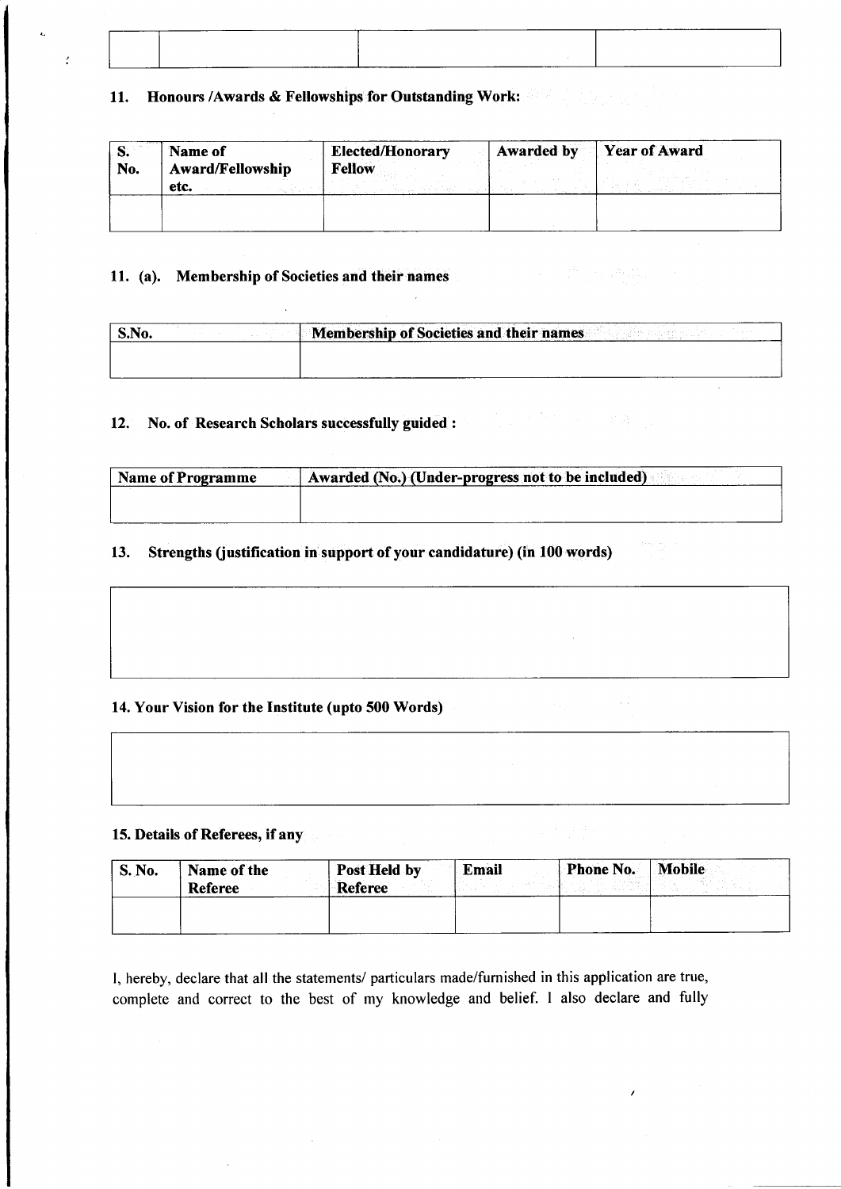| | | | |
|---|---|---|---|
| | | | |

**11. Honours /Awards & Fellowships for Outstanding Work:**

| S. No. | Name of Award/Fellowship etc. | Elected/Honorary Fellow | Awarded by | Year of Award |
|---|---|---|---|---|
| | | | | |

**11. (a). Membership of Societies and their names**

| S.No. | Membership of Societies and their names |
|---|---|
| | |

**12. No. of Research Scholars successfully guided :**

| Name of Programme | Awarded (No.) (Under-progress not to be included) |
|---|---|
| | |

**13. Strengths (justification in support of your candidature) (in 100 words)**

| |
|---|
| |

**14. Your Vision for the Institute (upto 500 Words)**

| |
|---|
| |

**15. Details of Referees, if any**

| S. No. | Name of the Referee | Post Held by Referee | Email | Phone No. | Mobile |
|---|---|---|---|---|---|
| | | | | | |

I, hereby, declare that all the statements/ particulars made/furnished in this application are true, complete and correct to the best of my knowledge and belief. I also declare and fully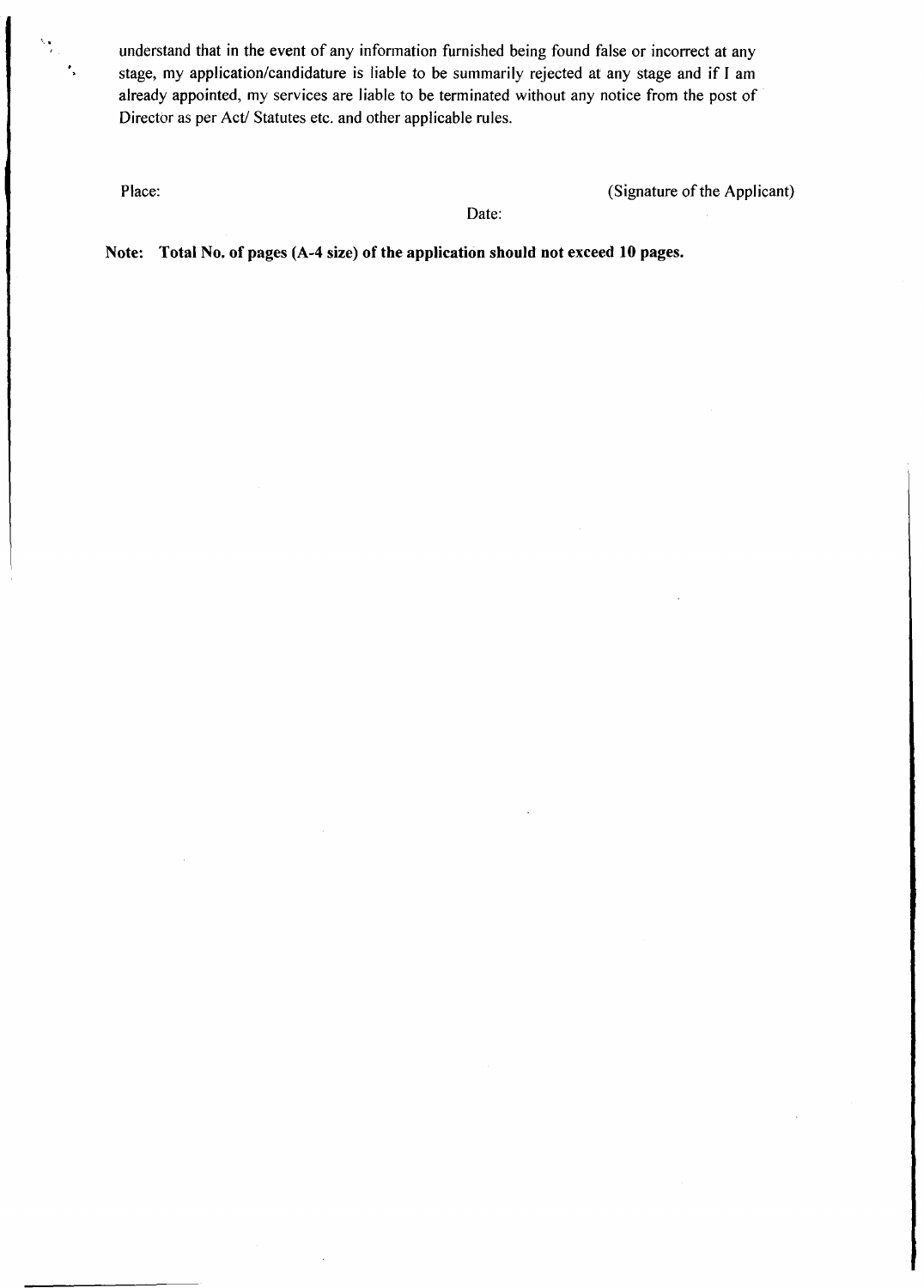understand that in the event of any information furnished being found false or incorrect at any stage, my application/candidature is liable to be summarily rejected at any stage and if I am already appointed, my services are liable to be terminated without any notice from the post of Director as per Act/ Statutes etc. and other applicable rules.

Place: (Signature of the Applicant)

Date:

**Note: Total No. of pages (A-4 size) of the application should not exceed 10 pages.**